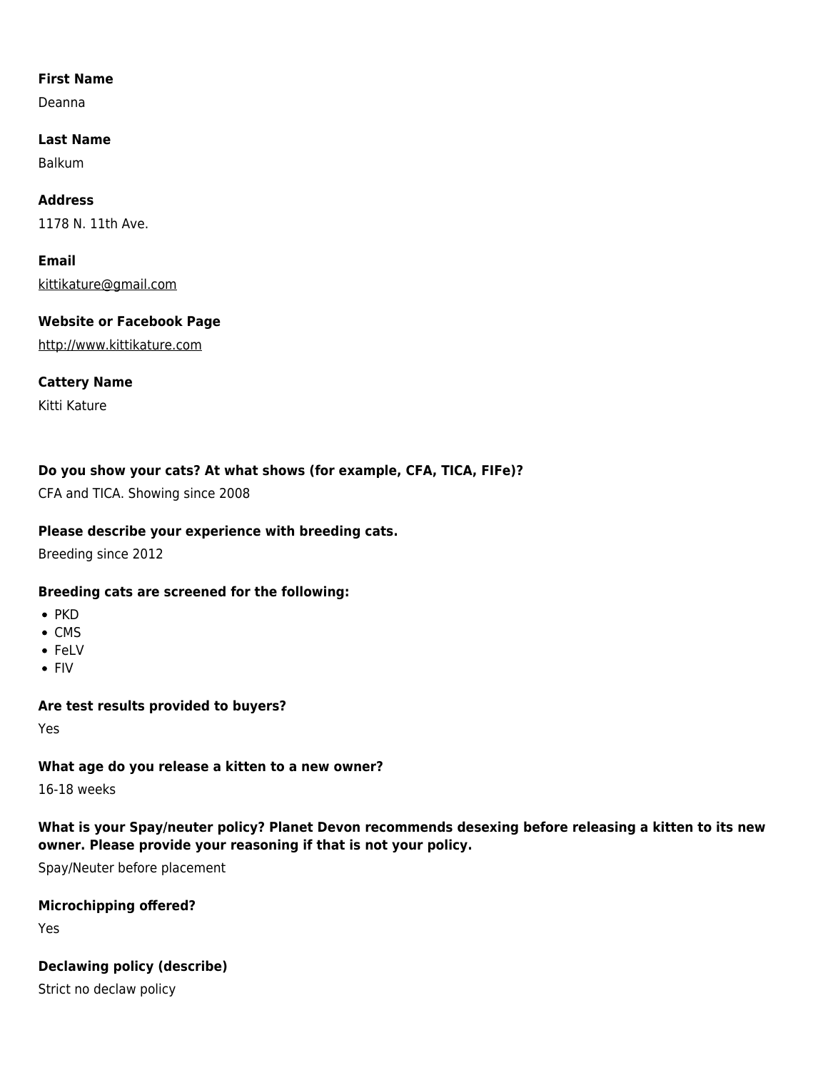**First Name**

Deanna

**Last Name**

Balkum

**Address**

1178 N. 11th Ave.

**Email**

kittikature@gmail.com

**Website or Facebook Page**

http://www.kittikature.com

**Cattery Name**

Kitti Kature

**Do you show your cats? At what shows (for example, CFA, TICA, FIFe)?**

CFA and TICA. Showing since 2008

**Please describe your experience with breeding cats.**

Breeding since 2012

**Breeding cats are screened for the following:**

- PKD
- CMS
- FeLV
- FIV

**Are test results provided to buyers?**

Yes

**What age do you release a kitten to a new owner?**

16-18 weeks

**What is your Spay/neuter policy? Planet Devon recommends desexing before releasing a kitten to its new owner. Please provide your reasoning if that is not your policy.**

Spay/Neuter before placement

**Microchipping offered?**

Yes

**Declawing policy (describe)**

Strict no declaw policy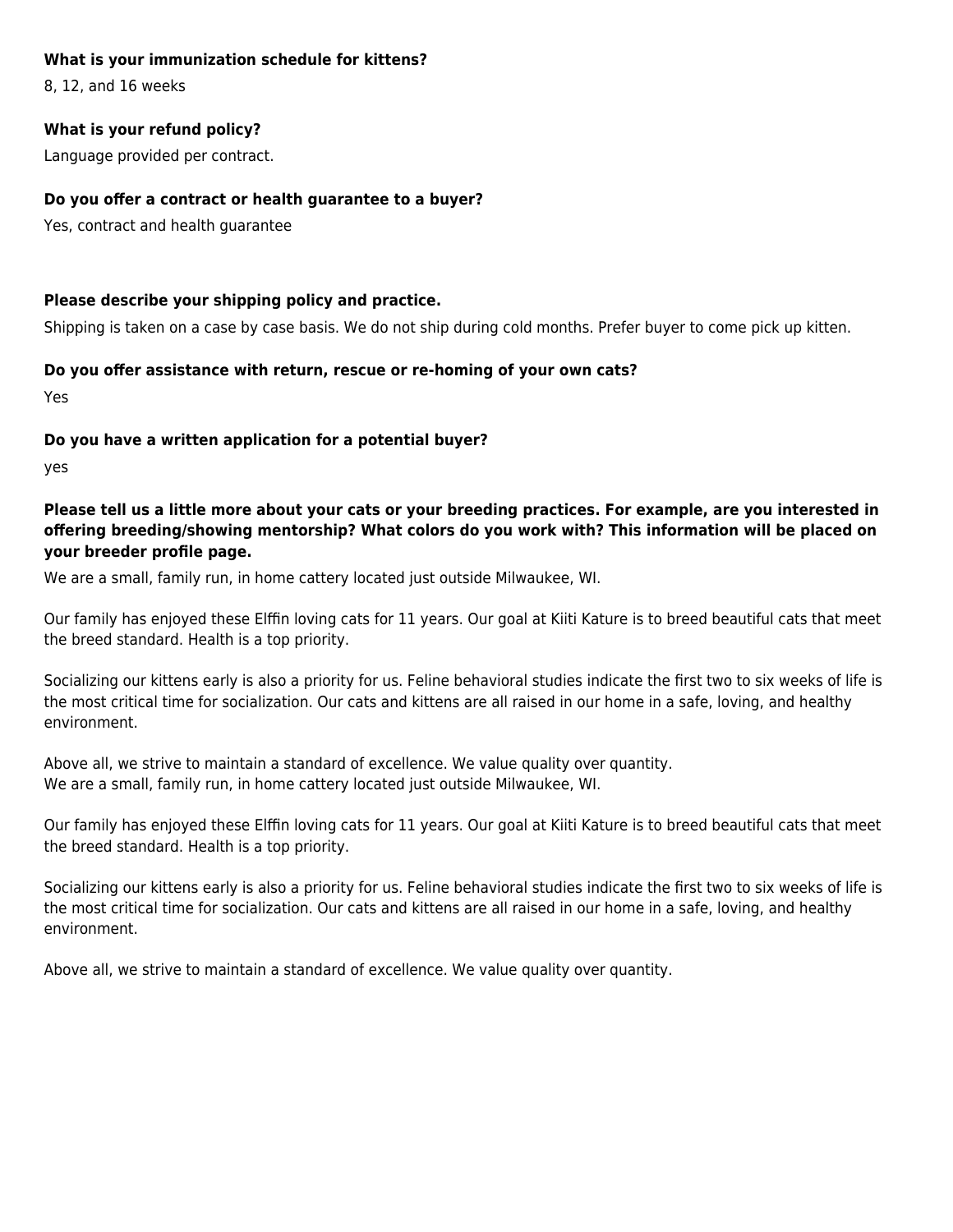**What is your immunization schedule for kittens?**

8, 12, and 16 weeks

**What is your refund policy?**

Language provided per contract.

**Do you offer a contract or health guarantee to a buyer?**

Yes, contract and health guarantee

**Please describe your shipping policy and practice.**

Shipping is taken on a case by case basis. We do not ship during cold months. Prefer buyer to come pick up kitten.

**Do you offer assistance with return, rescue or re-homing of your own cats?**

Yes

**Do you have a written application for a potential buyer?**

yes

**Please tell us a little more about your cats or your breeding practices. For example, are you interested in offering breeding/showing mentorship? What colors do you work with? This information will be placed on your breeder profile page.**

We are a small, family run, in home cattery located just outside Milwaukee, WI.

Our family has enjoyed these Elffin loving cats for 11 years. Our goal at Kiiti Kature is to breed beautiful cats that meet the breed standard. Health is a top priority.

Socializing our kittens early is also a priority for us. Feline behavioral studies indicate the first two to six weeks of life is the most critical time for socialization. Our cats and kittens are all raised in our home in a safe, loving, and healthy environment.

Above all, we strive to maintain a standard of excellence. We value quality over quantity.
We are a small, family run, in home cattery located just outside Milwaukee, WI.

Our family has enjoyed these Elffin loving cats for 11 years. Our goal at Kiiti Kature is to breed beautiful cats that meet the breed standard. Health is a top priority.

Socializing our kittens early is also a priority for us. Feline behavioral studies indicate the first two to six weeks of life is the most critical time for socialization. Our cats and kittens are all raised in our home in a safe, loving, and healthy environment.

Above all, we strive to maintain a standard of excellence. We value quality over quantity.